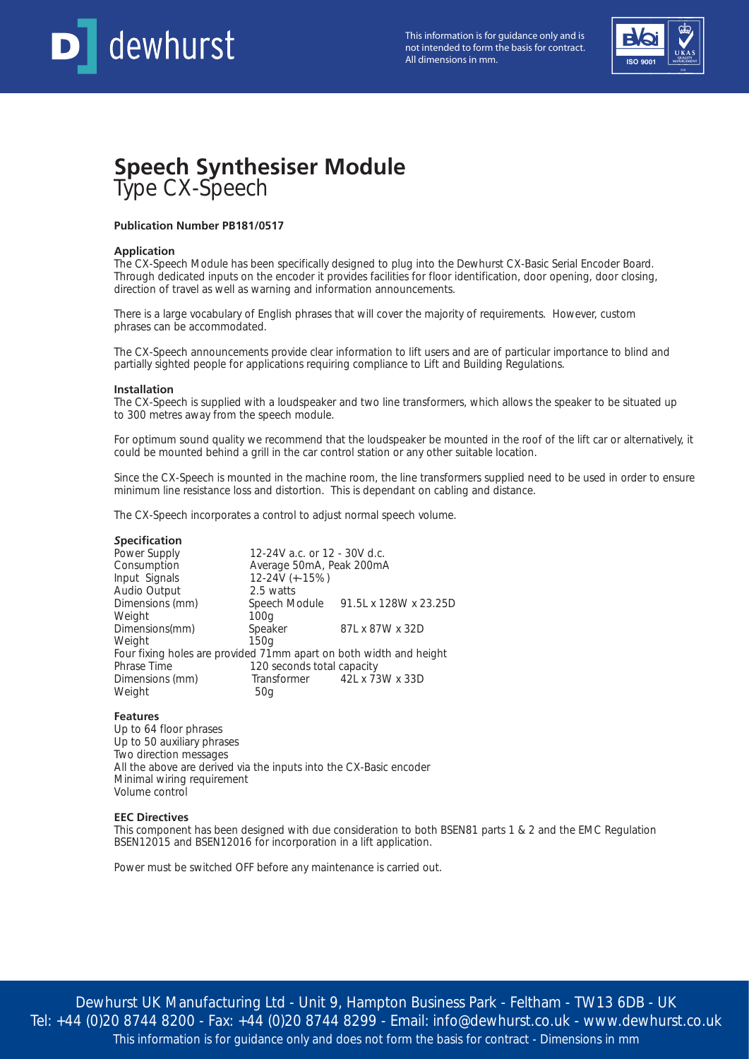# Speech Synthesiser Module
## Type CX-Speech

**Publication Number PB181/0517**

### Application

The CX-Speech Module has been specifically designed to plug into the Dewhurst CX-Basic Serial Encoder Board. Through dedicated inputs on the encoder it provides facilities for floor identification, door opening, door closing, direction of travel as well as warning and information announcements.

There is a large vocabulary of English phrases that will cover the majority of requirements. However, custom phrases can be accommodated.

The CX-Speech announcements provide clear information to lift users and are of particular importance to blind and partially sighted people for applications requiring compliance to Lift and Building Regulations.

### Installation

The CX-Speech is supplied with a loudspeaker and two line transformers, which allows the speaker to be situated up to 300 metres away from the speech module.

For optimum sound quality we recommend that the loudspeaker be mounted in the roof of the lift car or alternatively, it could be mounted behind a grill in the car control station or any other suitable location.

Since the CX-Speech is mounted in the machine room, the line transformers supplied need to be used in order to ensure minimum line resistance loss and distortion. This is dependant on cabling and distance.

The CX-Speech incorporates a control to adjust normal speech volume.

### Specification

| | | |
|---|---|---|
| Power Supply | 12-24V a.c. or 12 - 30V d.c. | |
| Consumption | Average 50mA, Peak 200mA | |
| Input Signals | 12-24V (+-15%) | |
| Audio Output | 2.5 watts | |
| Dimensions (mm) | Speech Module | 91.5L x 128W x 23.25D |
| Weight | 100g | |
| Dimensions(mm) | Speaker | 87L x 87W x 32D |
| Weight | 150g | |

Four fixing holes are provided 71mm apart on both width and height

| | | |
|---|---|---|
| Phrase Time | 120 seconds total capacity | |
| Dimensions (mm) | Transformer | 42L x 73W x 33D |
| Weight | 50g | |

### Features

Up to 64 floor phrases
Up to 50 auxiliary phrases
Two direction messages
All the above are derived via the inputs into the CX-Basic encoder
Minimal wiring requirement
Volume control

### EEC Directives

This component has been designed with due consideration to both BSEN81 parts 1 & 2 and the EMC Regulation BSEN12015 and BSEN12016 for incorporation in a lift application.

Power must be switched OFF before any maintenance is carried out.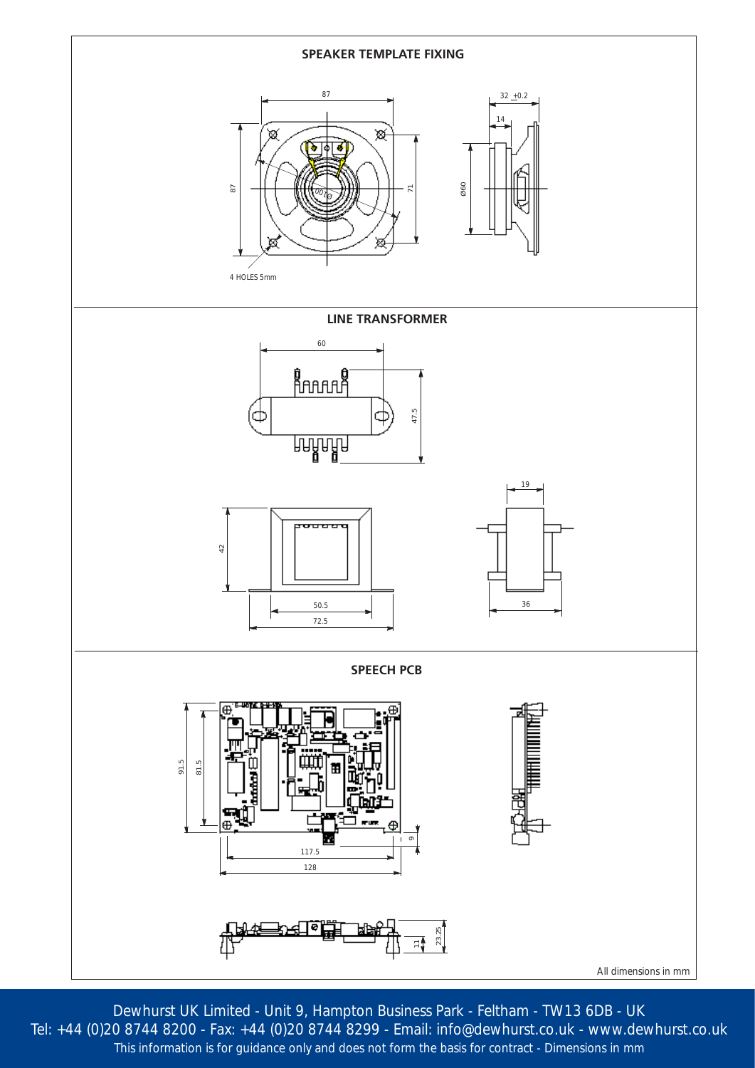## SPEAKER TEMPLATE FIXING

87

87

71

Ø100

4 HOLES 5mm

32 ±0.2

14

Ø60

## LINE TRANSFORMER

60

47.5

42

50.5

72.5

19

36

## SPEECH PCB

91.5

81.5

117.5

128

9

11

23.25

All dimensions in mm

Dewhurst UK Limited - Unit 9, Hampton Business Park - Feltham - TW13 6DB - UK
Tel: +44 (0)20 8744 8200 - Fax: +44 (0)20 8744 8299 - Email: info@dewhurst.co.uk - www.dewhurst.co.uk
This information is for guidance only and does not form the basis for contract - Dimensions in mm